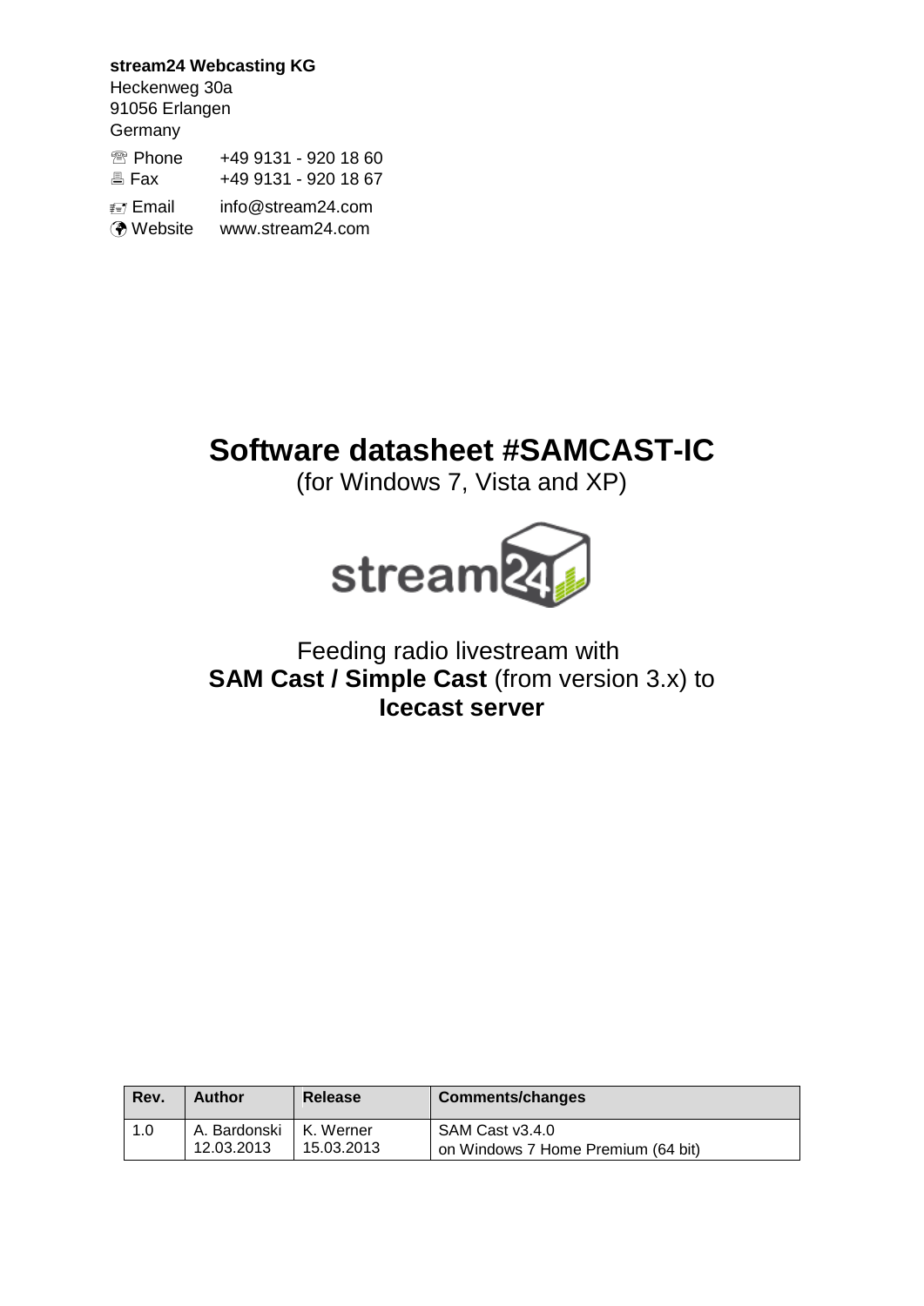**stream24 Webcasting KG**
Heckenweg 30a
91056 Erlangen
Germany

☏ Phone +49 9131 - 920 18 60
Fax +49 9131 - 920 18 67

Email info@stream24.com
Website www.stream24.com

# Software datasheet #SAMCAST-IC

(for Windows 7, Vista and XP)

Feeding radio livestream with
**SAM Cast / Simple Cast** (from version 3.x) to
**Icecast server**

| Rev. | Author | Release | Comments/changes |
|---|---|---|---|
| 1.0 | A. Bardonski 12.03.2013 | K. Werner 15.03.2013 | SAM Cast v3.4.0 on Windows 7 Home Premium (64 bit) |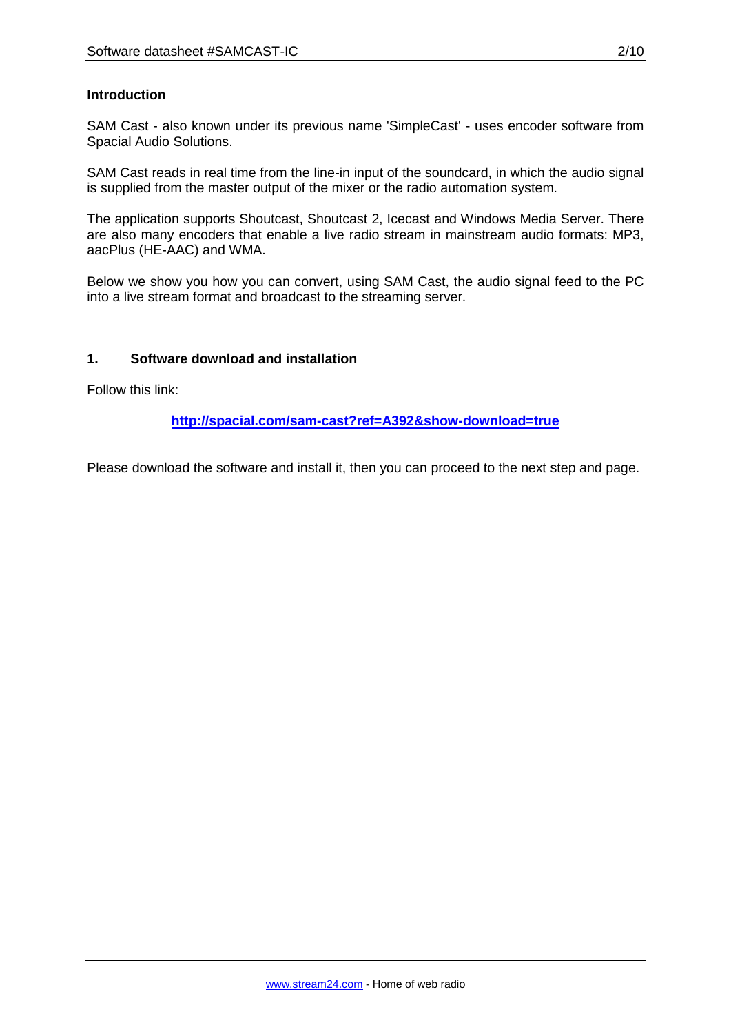## Introduction

SAM Cast - also known under its previous name 'SimpleCast' - uses encoder software from Spacial Audio Solutions.

SAM Cast reads in real time from the line-in input of the soundcard, in which the audio signal is supplied from the master output of the mixer or the radio automation system.

The application supports Shoutcast, Shoutcast 2, Icecast and Windows Media Server. There are also many encoders that enable a live radio stream in mainstream audio formats: MP3, aacPlus (HE-AAC) and WMA.

Below we show you how you can convert, using SAM Cast, the audio signal feed to the PC into a live stream format and broadcast to the streaming server.

## 1. Software download and installation

Follow this link:

**http://spacial.com/sam-cast?ref=A392&show-download=true**

Please download the software and install it, then you can proceed to the next step and page.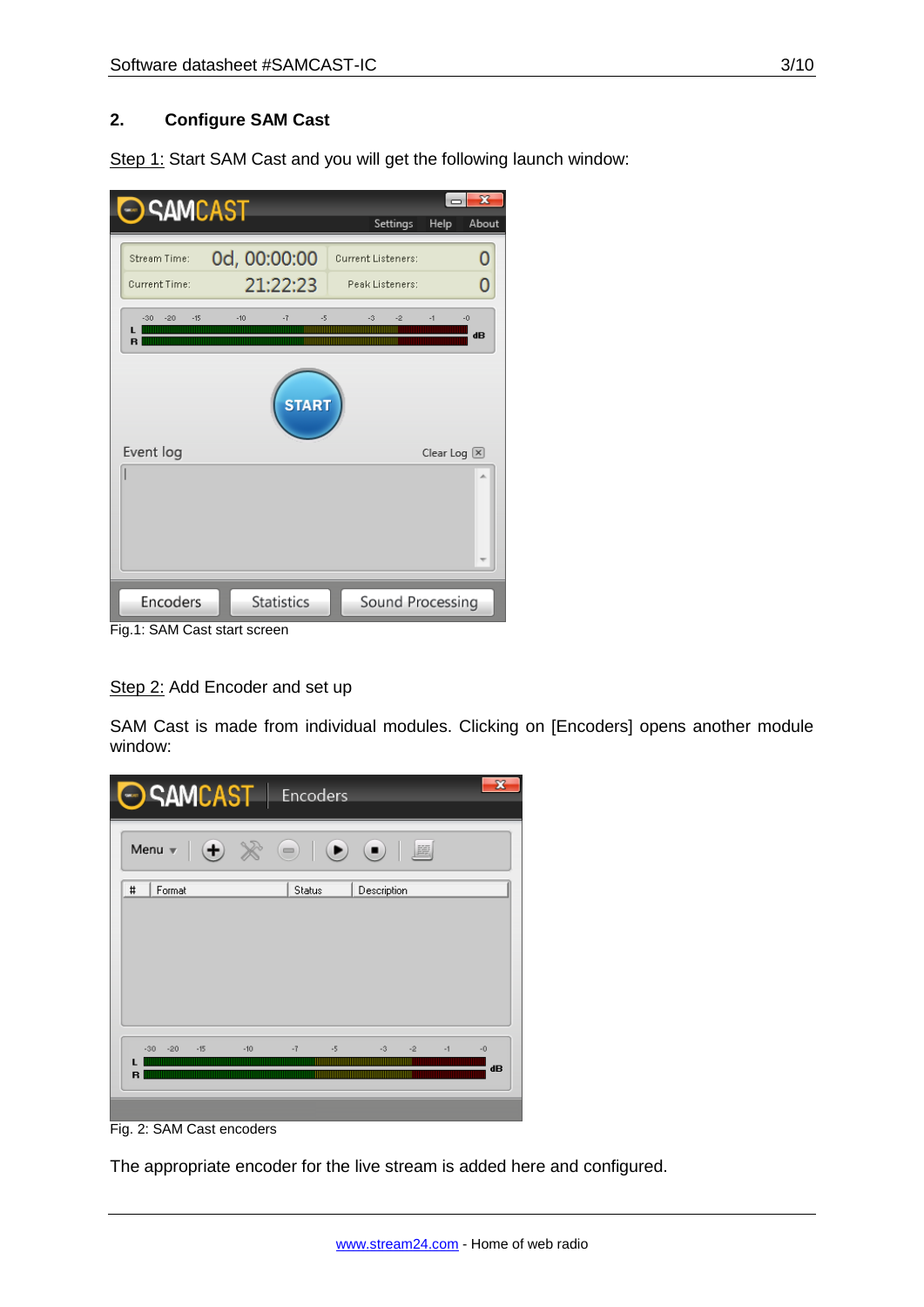## 2. Configure SAM Cast

Step 1: Start SAM Cast and you will get the following launch window:

Fig.1: SAM Cast start screen

Step 2: Add Encoder and set up

SAM Cast is made from individual modules. Clicking on [Encoders] opens another module window:

Fig. 2: SAM Cast encoders

The appropriate encoder for the live stream is added here and configured.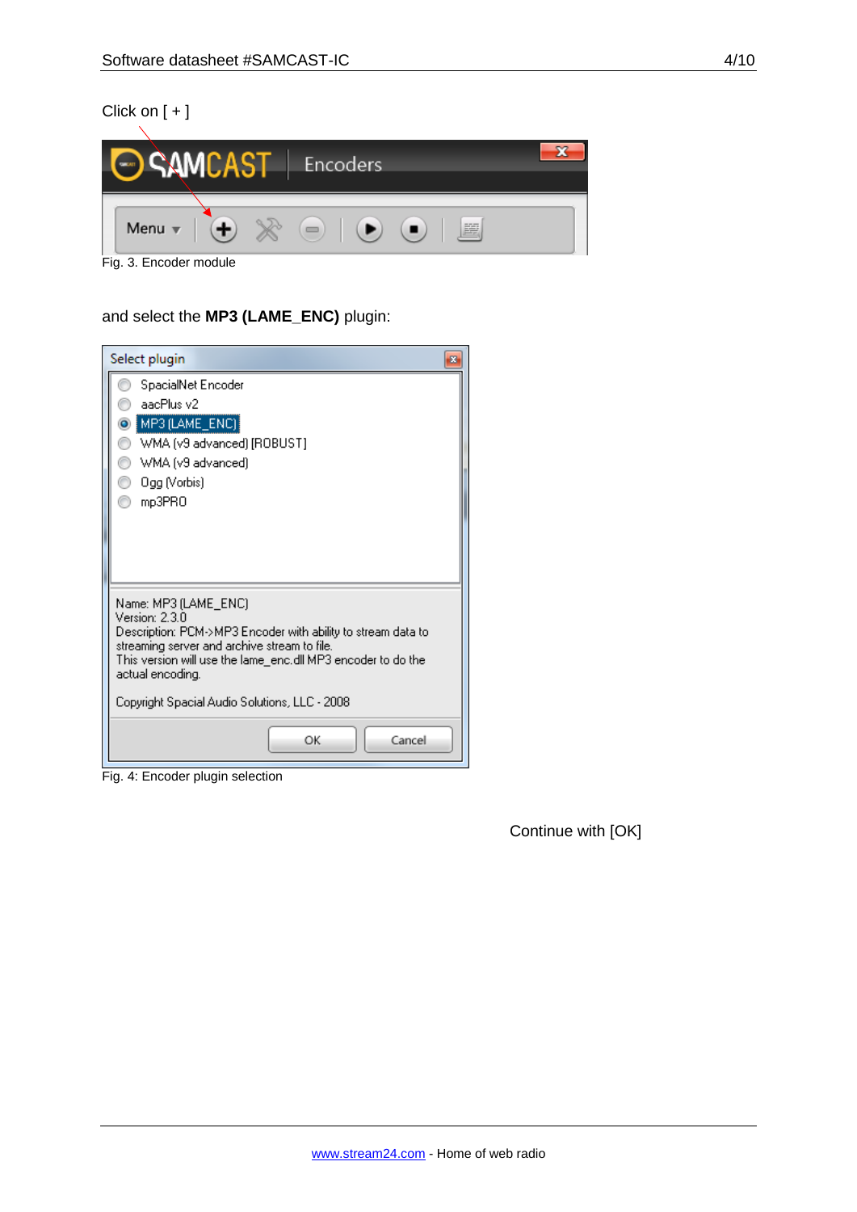Click on [ + ]

Fig. 3. Encoder module

and select the **MP3 (LAME_ENC)** plugin:

Fig. 4: Encoder plugin selection

Continue with [OK]

www.stream24.com - Home of web radio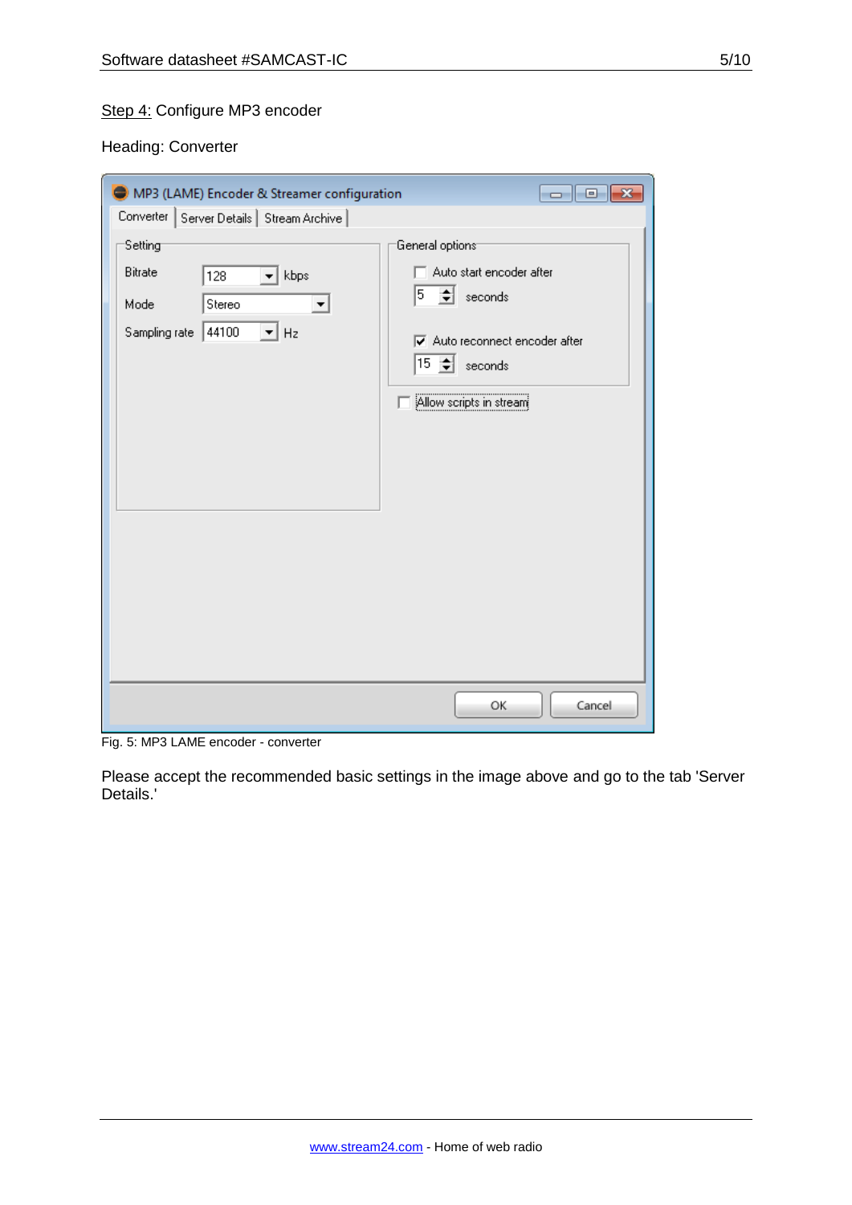Step 4: Configure MP3 encoder

Heading: Converter

Fig. 5: MP3 LAME encoder - converter

Please accept the recommended basic settings in the image above and go to the tab 'Server Details.'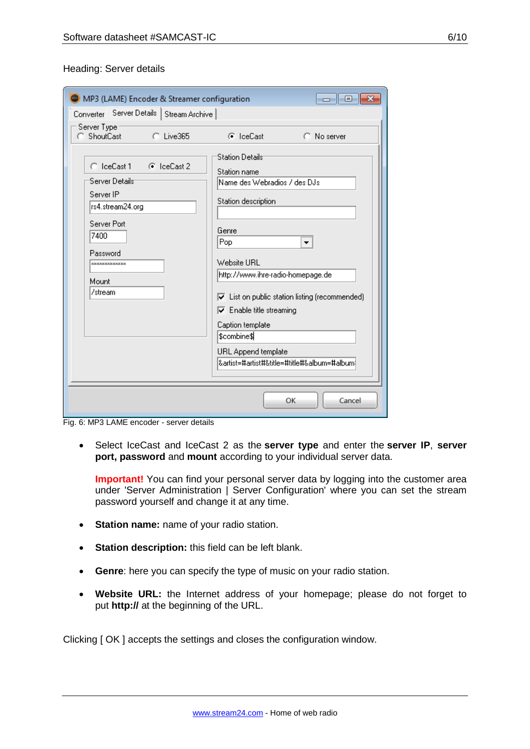Heading: Server details

Fig. 6: MP3 LAME encoder - server details

- Select IceCast and IceCast 2 as the **server type** and enter the **server IP**, **server port, password** and **mount** according to your individual server data.

  **Important!** You can find your personal server data by logging into the customer area under 'Server Administration | Server Configuration' where you can set the stream password yourself and change it at any time.

- **Station name:** name of your radio station.

- **Station description:** this field can be left blank.

- **Genre**: here you can specify the type of music on your radio station.

- **Website URL:** the Internet address of your homepage; please do not forget to put **http://** at the beginning of the URL.

Clicking [ OK ] accepts the settings and closes the configuration window.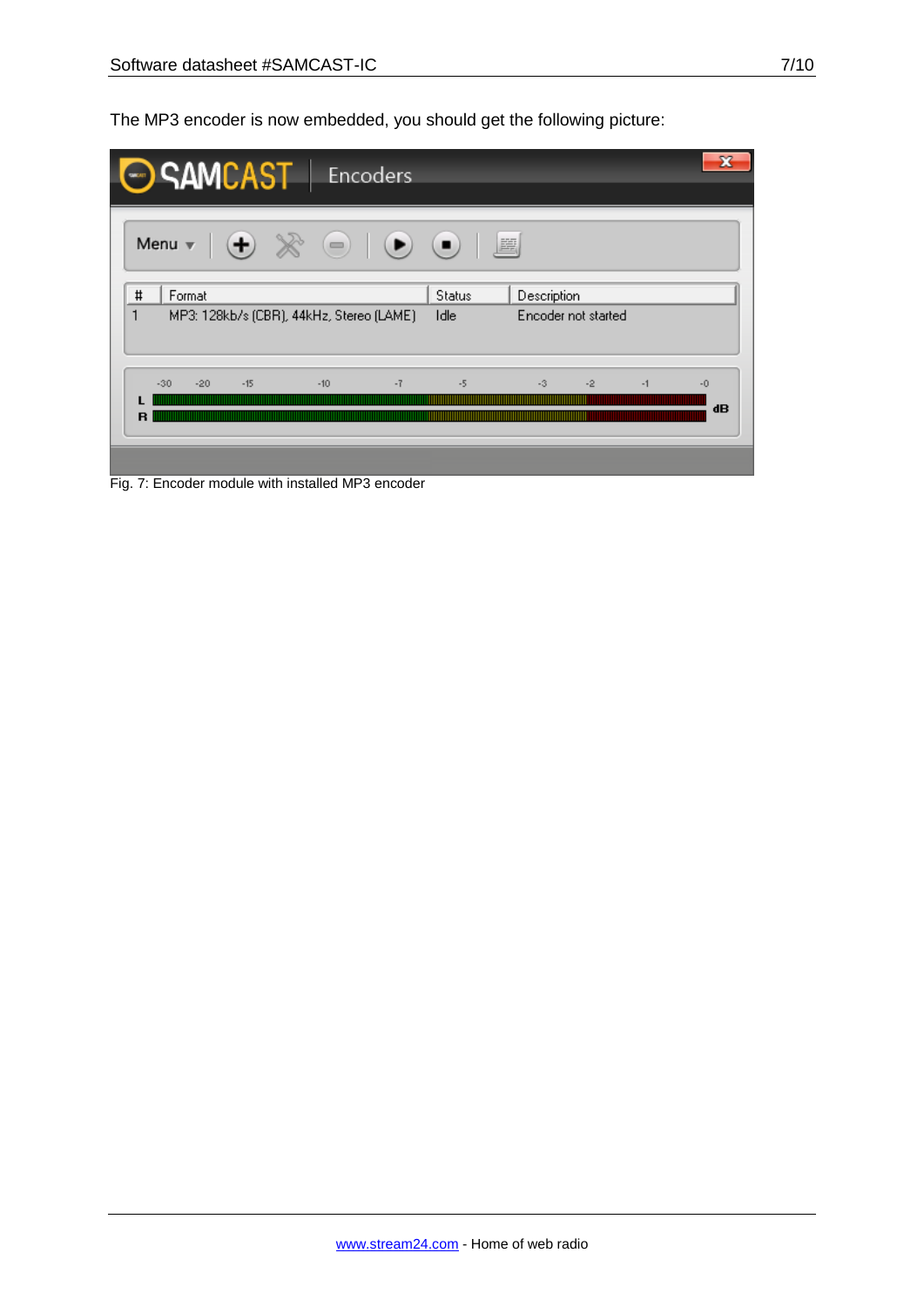The MP3 encoder is now embedded, you should get the following picture:

Fig. 7: Encoder module with installed MP3 encoder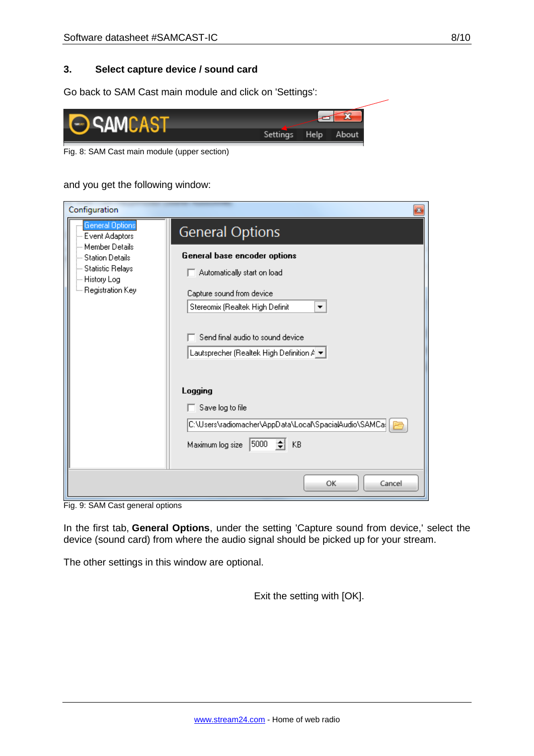## 3. Select capture device / sound card

Go back to SAM Cast main module and click on 'Settings':

Fig. 8: SAM Cast main module (upper section)

and you get the following window:

Fig. 9: SAM Cast general options

In the first tab, **General Options**, under the setting 'Capture sound from device,' select the device (sound card) from where the audio signal should be picked up for your stream.

The other settings in this window are optional.

Exit the setting with [OK].

www.stream24.com - Home of web radio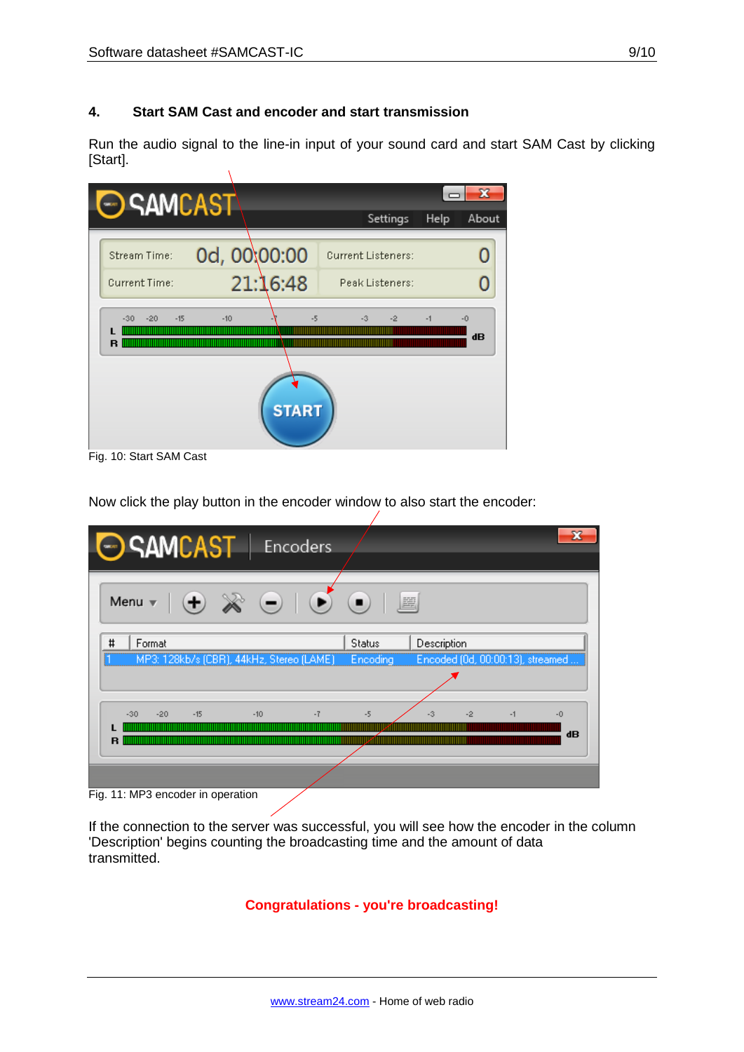## 4. Start SAM Cast and encoder and start transmission

Run the audio signal to the line-in input of your sound card and start SAM Cast by clicking [Start].

Fig. 10: Start SAM Cast

Now click the play button in the encoder window to also start the encoder:

Fig. 11: MP3 encoder in operation

If the connection to the server was successful, you will see how the encoder in the column 'Description' begins counting the broadcasting time and the amount of data transmitted.

**Congratulations - you're broadcasting!**

www.stream24.com - Home of web radio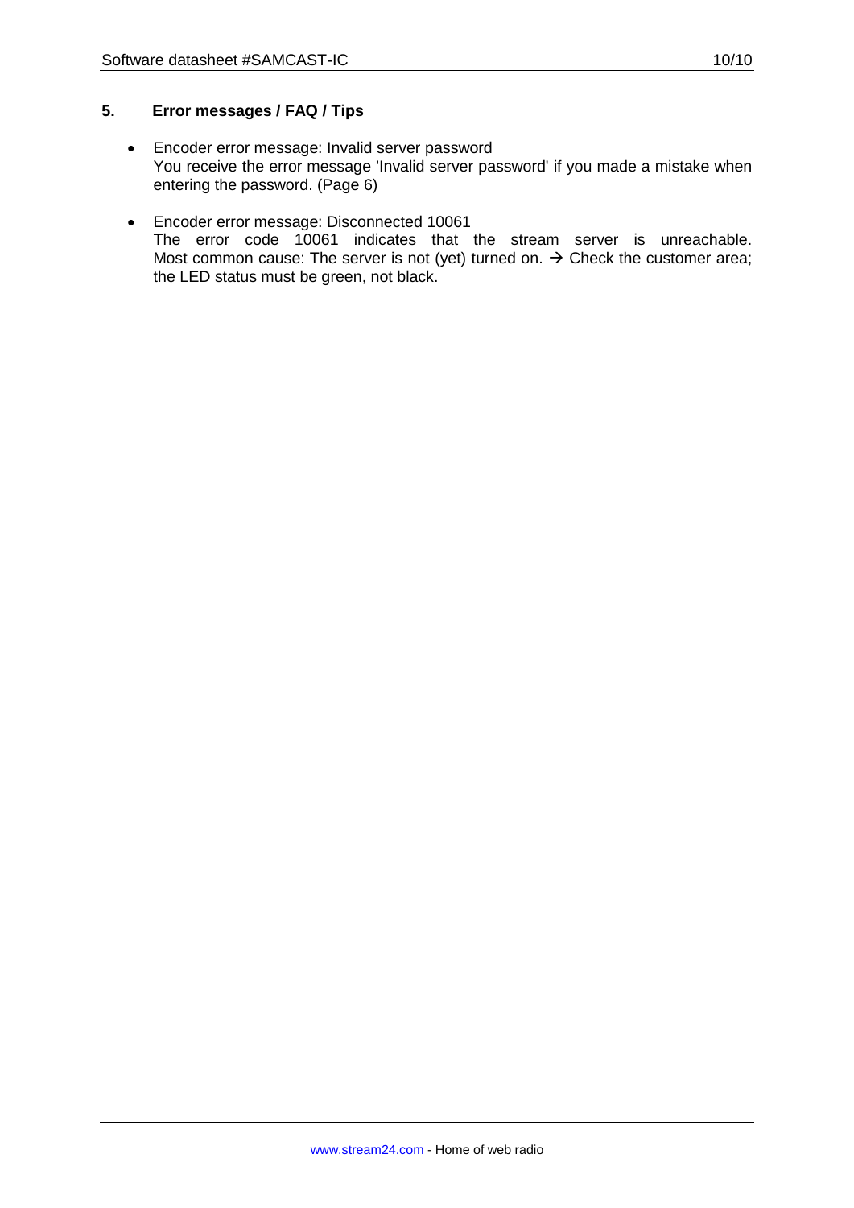## 5. Error messages / FAQ / Tips

- Encoder error message: Invalid server password
  You receive the error message 'Invalid server password' if you made a mistake when entering the password. (Page 6)

- Encoder error message: Disconnected 10061
  The error code 10061 indicates that the stream server is unreachable. Most common cause: The server is not (yet) turned on. → Check the customer area; the LED status must be green, not black.